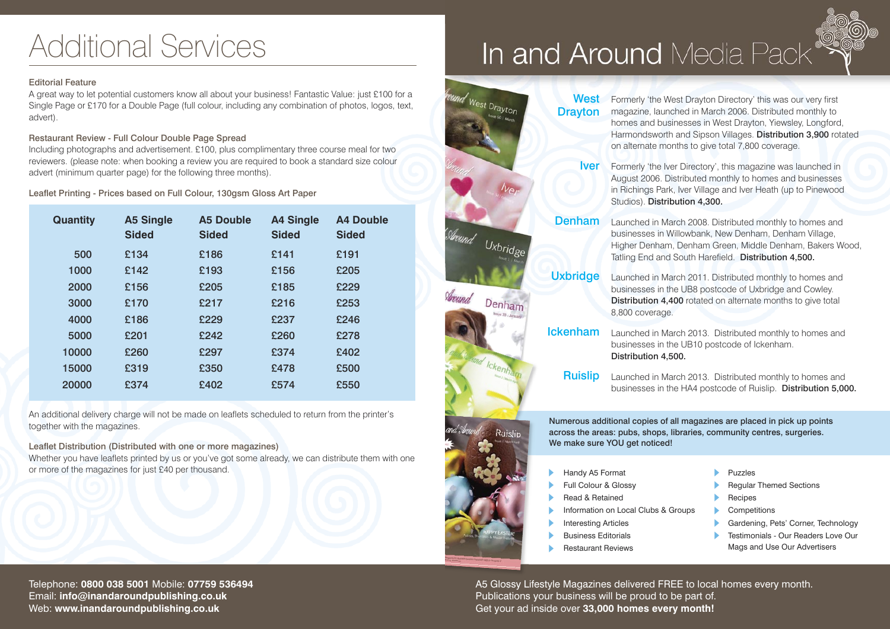# Additional Services

**Editorial Feature**

A great way to let potential customers know all about your business! Fantastic Value: just £100 for a Single Page or £170 for a Double Page (full colour, including any combination of photos, logos, text, advert).

**Restaurant Review - Full Colour Double Page Spread**

Including photographs and advertisement. £100, plus complimentary three course meal for two reviewers. (please note: when booking a review you are required to book a standard size colour advert (minimum quarter page) for the following three months).

**Leaflet Printing - Prices based on Full Colour, 130gsm Gloss Art Paper**

| Quantity | A5 Single Sided | A5 Double Sided | A4 Single Sided | A4 Double Sided |
|---|---|---|---|---|
| 500 | £134 | £186 | £141 | £191 |
| 1000 | £142 | £193 | £156 | £205 |
| 2000 | £156 | £205 | £185 | £229 |
| 3000 | £170 | £217 | £216 | £253 |
| 4000 | £186 | £229 | £237 | £246 |
| 5000 | £201 | £242 | £260 | £278 |
| 10000 | £260 | £297 | £374 | £402 |
| 15000 | £319 | £350 | £478 | £500 |
| 20000 | £374 | £402 | £574 | £550 |

An additional delivery charge will not be made on leaflets scheduled to return from the printer's together with the magazines.

**Leaflet Distribution (Distributed with one or more magazines)**

Whether you have leaflets printed by us or you've got some already, we can distribute them with one or more of the magazines for just £40 per thousand.

Telephone: **0800 038 5001** Mobile: **07759 536494**
Email: **info@inandaroundpublishing.co.uk**
Web: **www.inandaroundpublishing.co.uk**

# In and Around Media Pack

**West Drayton**
Formerly 'the West Drayton Directory' this was our very first magazine, launched in March 2006. Distributed monthly to homes and businesses in West Drayton, Yiewsley, Longford, Harmondsworth and Sipson Villages. **Distribution 3,900** rotated on alternate months to give total 7,800 coverage.

**Iver**
Formerly 'the Iver Directory', this magazine was launched in August 2006. Distributed monthly to homes and businesses in Richings Park, Iver Village and Iver Heath (up to Pinewood Studios). **Distribution 4,300.**

**Denham**
Launched in March 2008. Distributed monthly to homes and businesses in Willowbank, New Denham, Denham Village, Higher Denham, Denham Green, Middle Denham, Bakers Wood, Tatling End and South Harefield. **Distribution 4,500.**

**Uxbridge**
Launched in March 2011. Distributed monthly to homes and businesses in the UB8 postcode of Uxbridge and Cowley. **Distribution 4,400** rotated on alternate months to give total 8,800 coverage.

**Ickenham**
Launched in March 2013. Distributed monthly to homes and businesses in the UB10 postcode of Ickenham. **Distribution 4,500.**

**Ruislip**
Launched in March 2013. Distributed monthly to homes and businesses in the HA4 postcode of Ruislip. **Distribution 5,000.**

Numerous additional copies of all magazines are placed in pick up points across the areas: pubs, shops, libraries, community centres, surgeries. We make sure YOU get noticed!

- Handy A5 Format
- Full Colour & Glossy
- Read & Retained
- Information on Local Clubs & Groups
- Interesting Articles
- Business Editorials
- Restaurant Reviews
- Puzzles
- Regular Themed Sections
- Recipes
- Competitions
- Gardening, Pets' Corner, Technology
- Testimonials - Our Readers Love Our Mags and Use Our Advertisers

A5 Glossy Lifestyle Magazines delivered FREE to local homes every month.
Publications your business will be proud to be part of.
Get your ad inside over **33,000 homes every month!**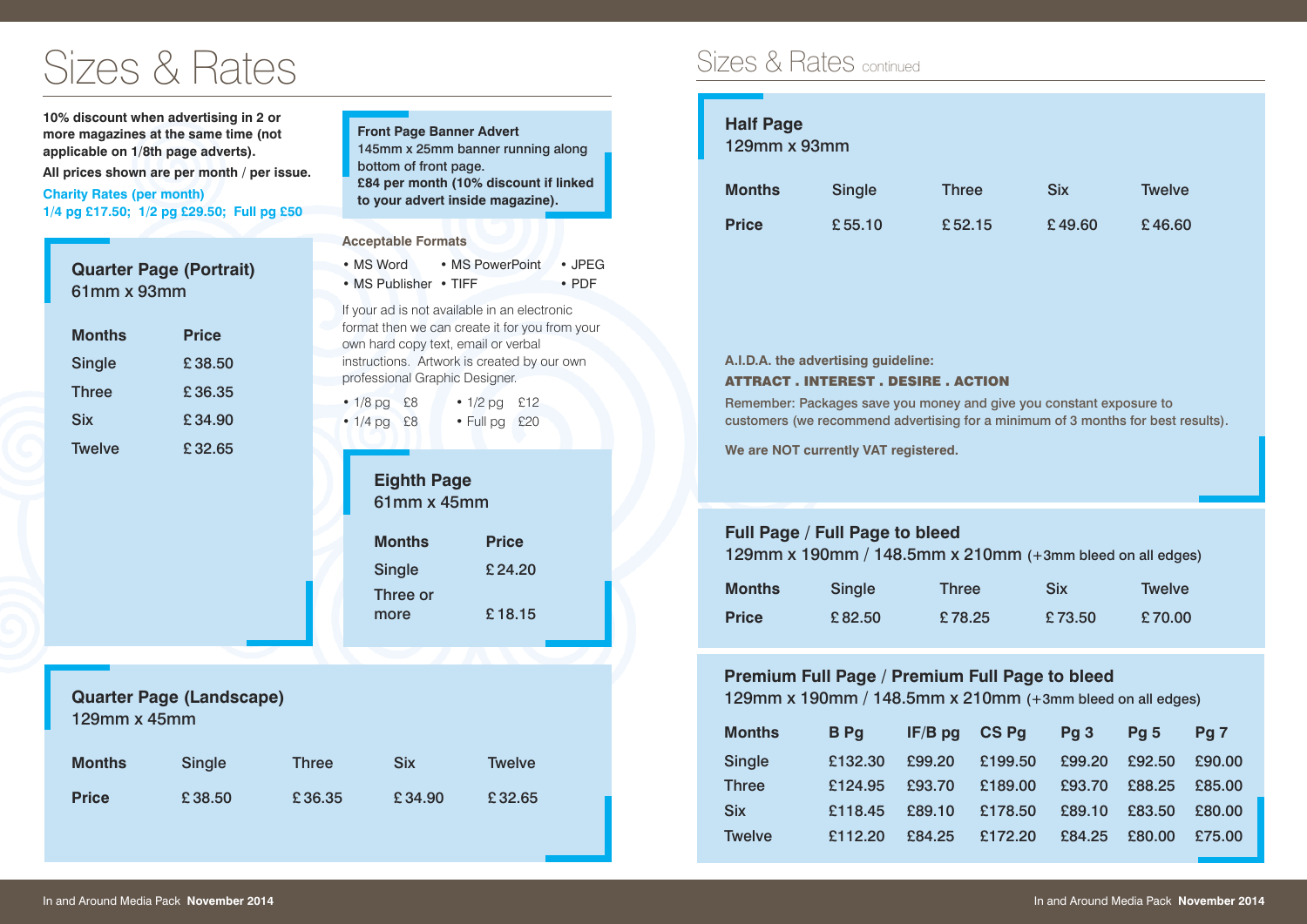# Sizes & Rates

**10% discount when advertising in 2 or more magazines at the same time (not applicable on 1/8th page adverts).**

**All prices shown are per month / per issue.**

**Charity Rates (per month)**
**1/4 pg £17.50; 1/2 pg £29.50; Full pg £50**

### Quarter Page (Portrait)
61mm x 93mm

| Months | Price |
| --- | --- |
| Single | £ 38.50 |
| Three | £ 36.35 |
| Six | £ 34.90 |
| Twelve | £ 32.65 |

**Front Page Banner Advert**
145mm x 25mm banner running along bottom of front page.
**£84 per month (10% discount if linked to your advert inside magazine).**

**Acceptable Formats**

- MS Word
- MS PowerPoint
- JPEG
- MS Publisher
- TIFF
- PDF

If your ad is not available in an electronic format then we can create it for you from your own hard copy text, email or verbal instructions. Artwork is created by our own professional Graphic Designer.

- 1/8 pg £8
- 1/2 pg £12
- 1/4 pg £8
- Full pg £20

### Eighth Page
61mm x 45mm

| Months | Price |
| --- | --- |
| Single | £ 24.20 |
| Three or more | £ 18.15 |

### Quarter Page (Landscape)
129mm x 45mm

| Months | Single | Three | Six | Twelve |
| --- | --- | --- | --- | --- |
| Price | £ 38.50 | £ 36.35 | £ 34.90 | £ 32.65 |

# Sizes & Rates continued

### Half Page
129mm x 93mm

| Months | Single | Three | Six | Twelve |
| --- | --- | --- | --- | --- |
| Price | £ 55.10 | £ 52.15 | £ 49.60 | £ 46.60 |

**A.I.D.A. the advertising guideline:**
**ATTRACT . INTEREST . DESIRE . ACTION**

Remember: Packages save you money and give you constant exposure to customers (we recommend advertising for a minimum of 3 months for best results).

**We are NOT currently VAT registered.**

### Full Page / Full Page to bleed
129mm x 190mm / 148.5mm x 210mm (+3mm bleed on all edges)

| Months | Single | Three | Six | Twelve |
| --- | --- | --- | --- | --- |
| Price | £ 82.50 | £ 78.25 | £ 73.50 | £ 70.00 |

### Premium Full Page / Premium Full Page to bleed
129mm x 190mm / 148.5mm x 210mm (+3mm bleed on all edges)

| Months | B Pg | IF/B pg | CS Pg | Pg 3 | Pg 5 | Pg 7 |
| --- | --- | --- | --- | --- | --- | --- |
| Single | £132.30 | £99.20 | £199.50 | £99.20 | £92.50 | £90.00 |
| Three | £124.95 | £93.70 | £189.00 | £93.70 | £88.25 | £85.00 |
| Six | £118.45 | £89.10 | £178.50 | £89.10 | £83.50 | £80.00 |
| Twelve | £112.20 | £84.25 | £172.20 | £84.25 | £80.00 | £75.00 |